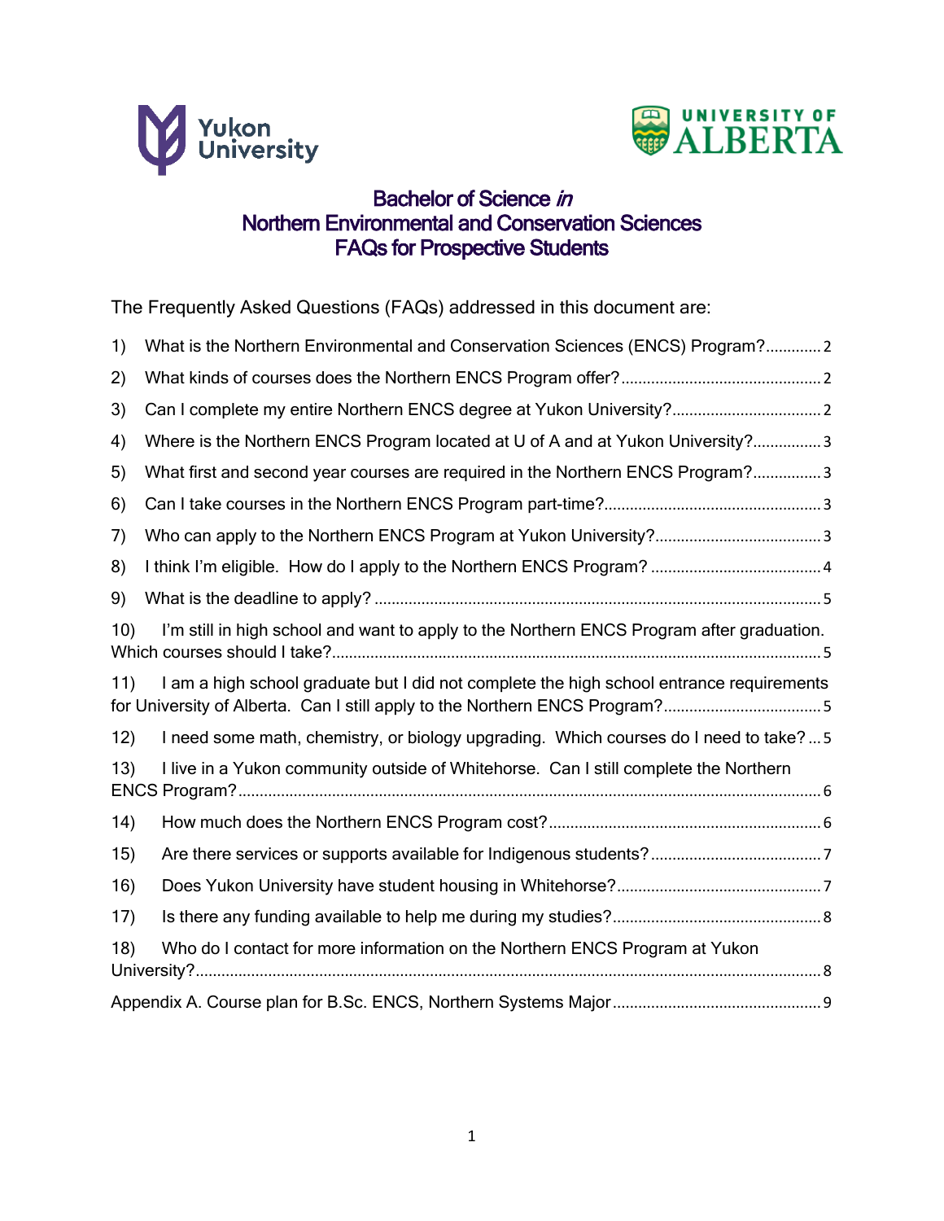Yukon University

UNIVERSITY OF ALBERTA

# Bachelor of Science *in* Northern Environmental and Conservation Sciences FAQs for Prospective Students

The Frequently Asked Questions (FAQs) addressed in this document are:

1) What is the Northern Environmental and Conservation Sciences (ENCS) Program? ............ 2
2) What kinds of courses does the Northern ENCS Program offer? ............ 2
3) Can I complete my entire Northern ENCS degree at Yukon University? ............ 2
4) Where is the Northern ENCS Program located at U of A and at Yukon University? ............ 3
5) What first and second year courses are required in the Northern ENCS Program? ............ 3
6) Can I take courses in the Northern ENCS Program part-time? ............ 3
7) Who can apply to the Northern ENCS Program at Yukon University? ............ 3
8) I think I'm eligible. How do I apply to the Northern ENCS Program? ............ 4
9) What is the deadline to apply? ............ 5
10) I'm still in high school and want to apply to the Northern ENCS Program after graduation. Which courses should I take? ............ 5
11) I am a high school graduate but I did not complete the high school entrance requirements for University of Alberta. Can I still apply to the Northern ENCS Program? ............ 5
12) I need some math, chemistry, or biology upgrading. Which courses do I need to take? ............ 5
13) I live in a Yukon community outside of Whitehorse. Can I still complete the Northern ENCS Program? ............ 6
14) How much does the Northern ENCS Program cost? ............ 6
15) Are there services or supports available for Indigenous students? ............ 7
16) Does Yukon University have student housing in Whitehorse? ............ 7
17) Is there any funding available to help me during my studies? ............ 8
18) Who do I contact for more information on the Northern ENCS Program at Yukon University? ............ 8

Appendix A. Course plan for B.Sc. ENCS, Northern Systems Major ............ 9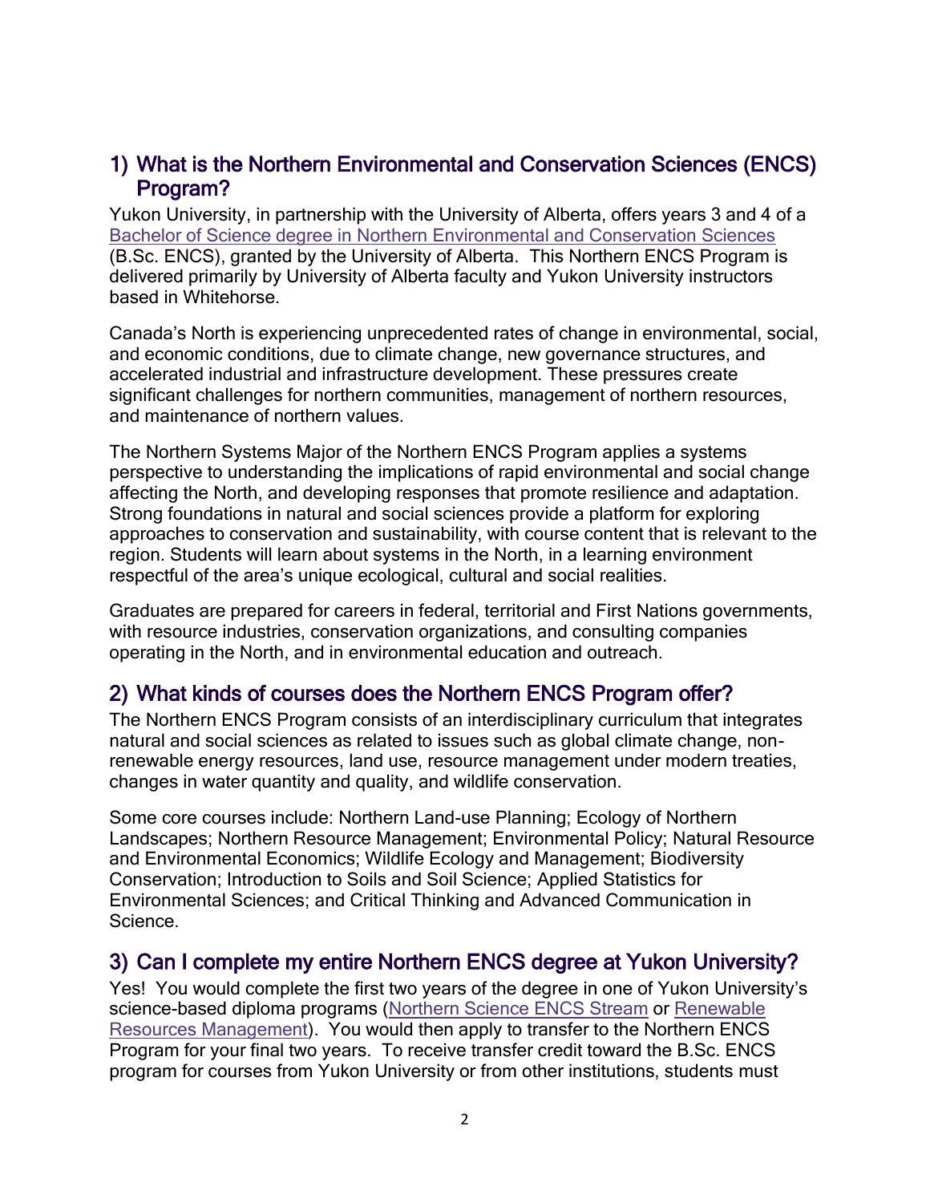## 1) What is the Northern Environmental and Conservation Sciences (ENCS) Program?

Yukon University, in partnership with the University of Alberta, offers years 3 and 4 of a Bachelor of Science degree in Northern Environmental and Conservation Sciences (B.Sc. ENCS), granted by the University of Alberta. This Northern ENCS Program is delivered primarily by University of Alberta faculty and Yukon University instructors based in Whitehorse.

Canada's North is experiencing unprecedented rates of change in environmental, social, and economic conditions, due to climate change, new governance structures, and accelerated industrial and infrastructure development. These pressures create significant challenges for northern communities, management of northern resources, and maintenance of northern values.

The Northern Systems Major of the Northern ENCS Program applies a systems perspective to understanding the implications of rapid environmental and social change affecting the North, and developing responses that promote resilience and adaptation. Strong foundations in natural and social sciences provide a platform for exploring approaches to conservation and sustainability, with course content that is relevant to the region. Students will learn about systems in the North, in a learning environment respectful of the area's unique ecological, cultural and social realities.

Graduates are prepared for careers in federal, territorial and First Nations governments, with resource industries, conservation organizations, and consulting companies operating in the North, and in environmental education and outreach.

## 2) What kinds of courses does the Northern ENCS Program offer?

The Northern ENCS Program consists of an interdisciplinary curriculum that integrates natural and social sciences as related to issues such as global climate change, non-renewable energy resources, land use, resource management under modern treaties, changes in water quantity and quality, and wildlife conservation.

Some core courses include: Northern Land-use Planning; Ecology of Northern Landscapes; Northern Resource Management; Environmental Policy; Natural Resource and Environmental Economics; Wildlife Ecology and Management; Biodiversity Conservation; Introduction to Soils and Soil Science; Applied Statistics for Environmental Sciences; and Critical Thinking and Advanced Communication in Science.

## 3) Can I complete my entire Northern ENCS degree at Yukon University?

Yes! You would complete the first two years of the degree in one of Yukon University's science-based diploma programs (Northern Science ENCS Stream or Renewable Resources Management). You would then apply to transfer to the Northern ENCS Program for your final two years. To receive transfer credit toward the B.Sc. ENCS program for courses from Yukon University or from other institutions, students must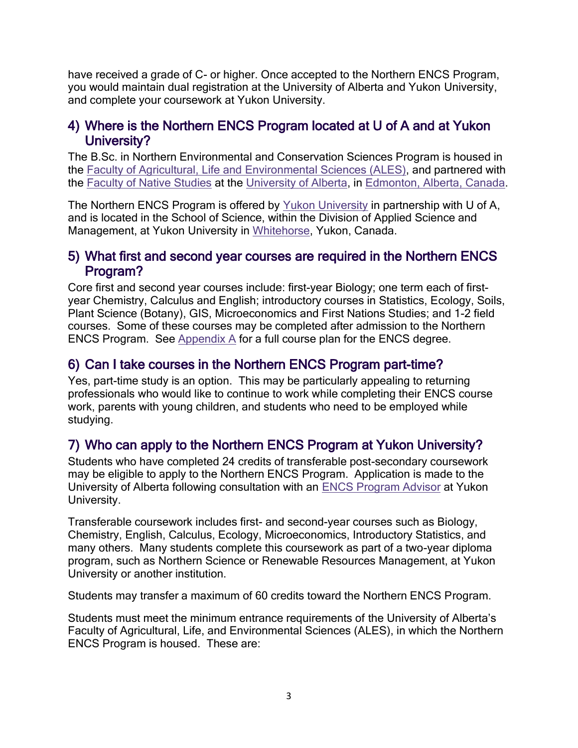have received a grade of C- or higher. Once accepted to the Northern ENCS Program, you would maintain dual registration at the University of Alberta and Yukon University, and complete your coursework at Yukon University.

## 4) Where is the Northern ENCS Program located at U of A and at Yukon University?

The B.Sc. in Northern Environmental and Conservation Sciences Program is housed in the Faculty of Agricultural, Life and Environmental Sciences (ALES), and partnered with the Faculty of Native Studies at the University of Alberta, in Edmonton, Alberta, Canada.

The Northern ENCS Program is offered by Yukon University in partnership with U of A, and is located in the School of Science, within the Division of Applied Science and Management, at Yukon University in Whitehorse, Yukon, Canada.

## 5) What first and second year courses are required in the Northern ENCS Program?

Core first and second year courses include: first-year Biology; one term each of first-year Chemistry, Calculus and English; introductory courses in Statistics, Ecology, Soils, Plant Science (Botany), GIS, Microeconomics and First Nations Studies; and 1-2 field courses. Some of these courses may be completed after admission to the Northern ENCS Program. See Appendix A for a full course plan for the ENCS degree.

## 6) Can I take courses in the Northern ENCS Program part-time?

Yes, part-time study is an option. This may be particularly appealing to returning professionals who would like to continue to work while completing their ENCS course work, parents with young children, and students who need to be employed while studying.

## 7) Who can apply to the Northern ENCS Program at Yukon University?

Students who have completed 24 credits of transferable post-secondary coursework may be eligible to apply to the Northern ENCS Program. Application is made to the University of Alberta following consultation with an ENCS Program Advisor at Yukon University.

Transferable coursework includes first- and second-year courses such as Biology, Chemistry, English, Calculus, Ecology, Microeconomics, Introductory Statistics, and many others. Many students complete this coursework as part of a two-year diploma program, such as Northern Science or Renewable Resources Management, at Yukon University or another institution.

Students may transfer a maximum of 60 credits toward the Northern ENCS Program.

Students must meet the minimum entrance requirements of the University of Alberta's Faculty of Agricultural, Life, and Environmental Sciences (ALES), in which the Northern ENCS Program is housed. These are: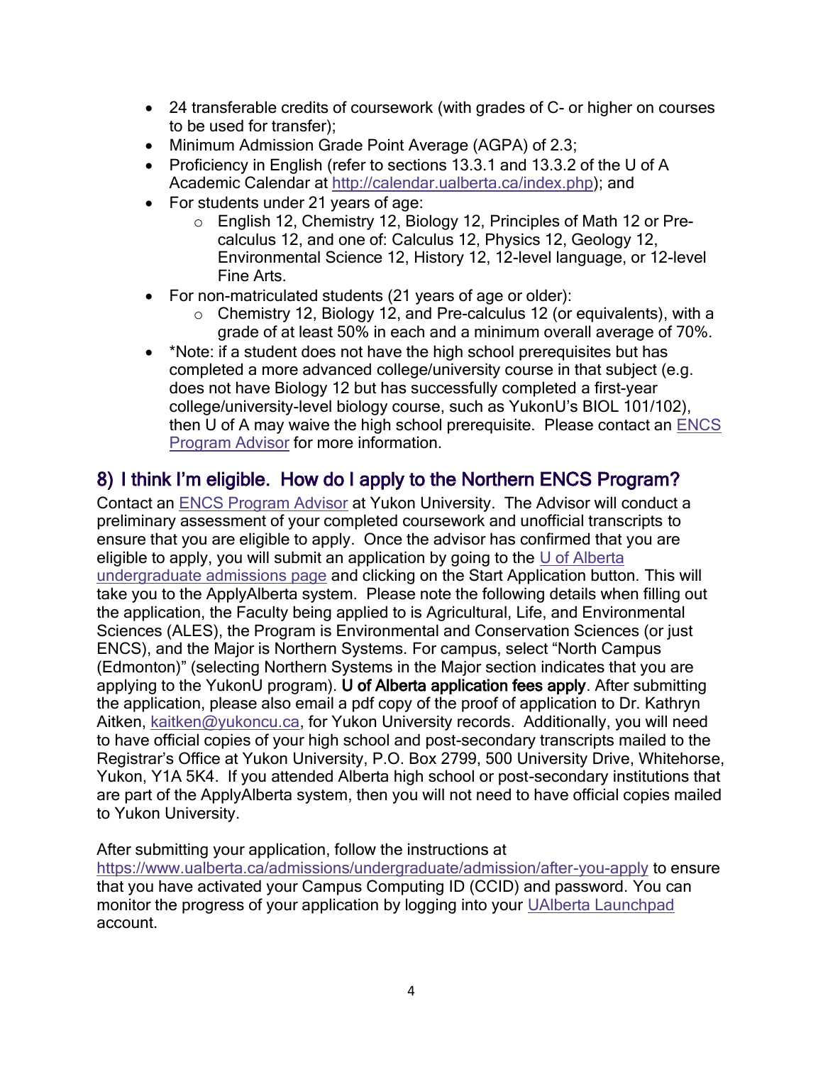- 24 transferable credits of coursework (with grades of C- or higher on courses to be used for transfer);
- Minimum Admission Grade Point Average (AGPA) of 2.3;
- Proficiency in English (refer to sections 13.3.1 and 13.3.2 of the U of A Academic Calendar at http://calendar.ualberta.ca/index.php); and
- For students under 21 years of age:
    - English 12, Chemistry 12, Biology 12, Principles of Math 12 or Pre-calculus 12, and one of: Calculus 12, Physics 12, Geology 12, Environmental Science 12, History 12, 12-level language, or 12-level Fine Arts.
- For non-matriculated students (21 years of age or older):
    - Chemistry 12, Biology 12, and Pre-calculus 12 (or equivalents), with a grade of at least 50% in each and a minimum overall average of 70%.
- *Note: if a student does not have the high school prerequisites but has completed a more advanced college/university course in that subject (e.g. does not have Biology 12 but has successfully completed a first-year college/university-level biology course, such as YukonU's BIOL 101/102), then U of A may waive the high school prerequisite. Please contact an ENCS Program Advisor for more information.

## 8) I think I'm eligible. How do I apply to the Northern ENCS Program?

Contact an ENCS Program Advisor at Yukon University. The Advisor will conduct a preliminary assessment of your completed coursework and unofficial transcripts to ensure that you are eligible to apply. Once the advisor has confirmed that you are eligible to apply, you will submit an application by going to the U of Alberta undergraduate admissions page and clicking on the Start Application button. This will take you to the ApplyAlberta system. Please note the following details when filling out the application, the Faculty being applied to is Agricultural, Life, and Environmental Sciences (ALES), the Program is Environmental and Conservation Sciences (or just ENCS), and the Major is Northern Systems. For campus, select "North Campus (Edmonton)" (selecting Northern Systems in the Major section indicates that you are applying to the YukonU program). **U of Alberta application fees apply**. After submitting the application, please also email a pdf copy of the proof of application to Dr. Kathryn Aitken, kaitken@yukoncu.ca, for Yukon University records. Additionally, you will need to have official copies of your high school and post-secondary transcripts mailed to the Registrar's Office at Yukon University, P.O. Box 2799, 500 University Drive, Whitehorse, Yukon, Y1A 5K4. If you attended Alberta high school or post-secondary institutions that are part of the ApplyAlberta system, then you will not need to have official copies mailed to Yukon University.

After submitting your application, follow the instructions at https://www.ualberta.ca/admissions/undergraduate/admission/after-you-apply to ensure that you have activated your Campus Computing ID (CCID) and password. You can monitor the progress of your application by logging into your UAlberta Launchpad account.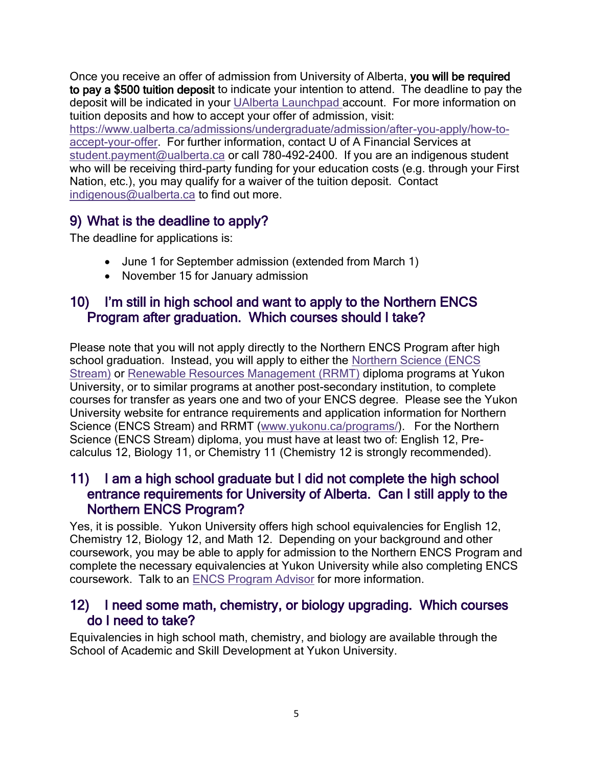Once you receive an offer of admission from University of Alberta, **you will be required to pay a $500 tuition deposit** to indicate your intention to attend. The deadline to pay the deposit will be indicated in your UAlberta Launchpad account. For more information on tuition deposits and how to accept your offer of admission, visit: https://www.ualberta.ca/admissions/undergraduate/admission/after-you-apply/how-to-accept-your-offer. For further information, contact U of A Financial Services at student.payment@ualberta.ca or call 780-492-2400. If you are an indigenous student who will be receiving third-party funding for your education costs (e.g. through your First Nation, etc.), you may qualify for a waiver of the tuition deposit. Contact indigenous@ualberta.ca to find out more.

## 9) What is the deadline to apply?

The deadline for applications is:

- June 1 for September admission (extended from March 1)
- November 15 for January admission

## 10) I'm still in high school and want to apply to the Northern ENCS Program after graduation. Which courses should I take?

Please note that you will not apply directly to the Northern ENCS Program after high school graduation. Instead, you will apply to either the Northern Science (ENCS Stream) or Renewable Resources Management (RRMT) diploma programs at Yukon University, or to similar programs at another post-secondary institution, to complete courses for transfer as years one and two of your ENCS degree. Please see the Yukon University website for entrance requirements and application information for Northern Science (ENCS Stream) and RRMT (www.yukonu.ca/programs/). For the Northern Science (ENCS Stream) diploma, you must have at least two of: English 12, Pre-calculus 12, Biology 11, or Chemistry 11 (Chemistry 12 is strongly recommended).

## 11) I am a high school graduate but I did not complete the high school entrance requirements for University of Alberta. Can I still apply to the Northern ENCS Program?

Yes, it is possible. Yukon University offers high school equivalencies for English 12, Chemistry 12, Biology 12, and Math 12. Depending on your background and other coursework, you may be able to apply for admission to the Northern ENCS Program and complete the necessary equivalencies at Yukon University while also completing ENCS coursework. Talk to an ENCS Program Advisor for more information.

## 12) I need some math, chemistry, or biology upgrading. Which courses do I need to take?

Equivalencies in high school math, chemistry, and biology are available through the School of Academic and Skill Development at Yukon University.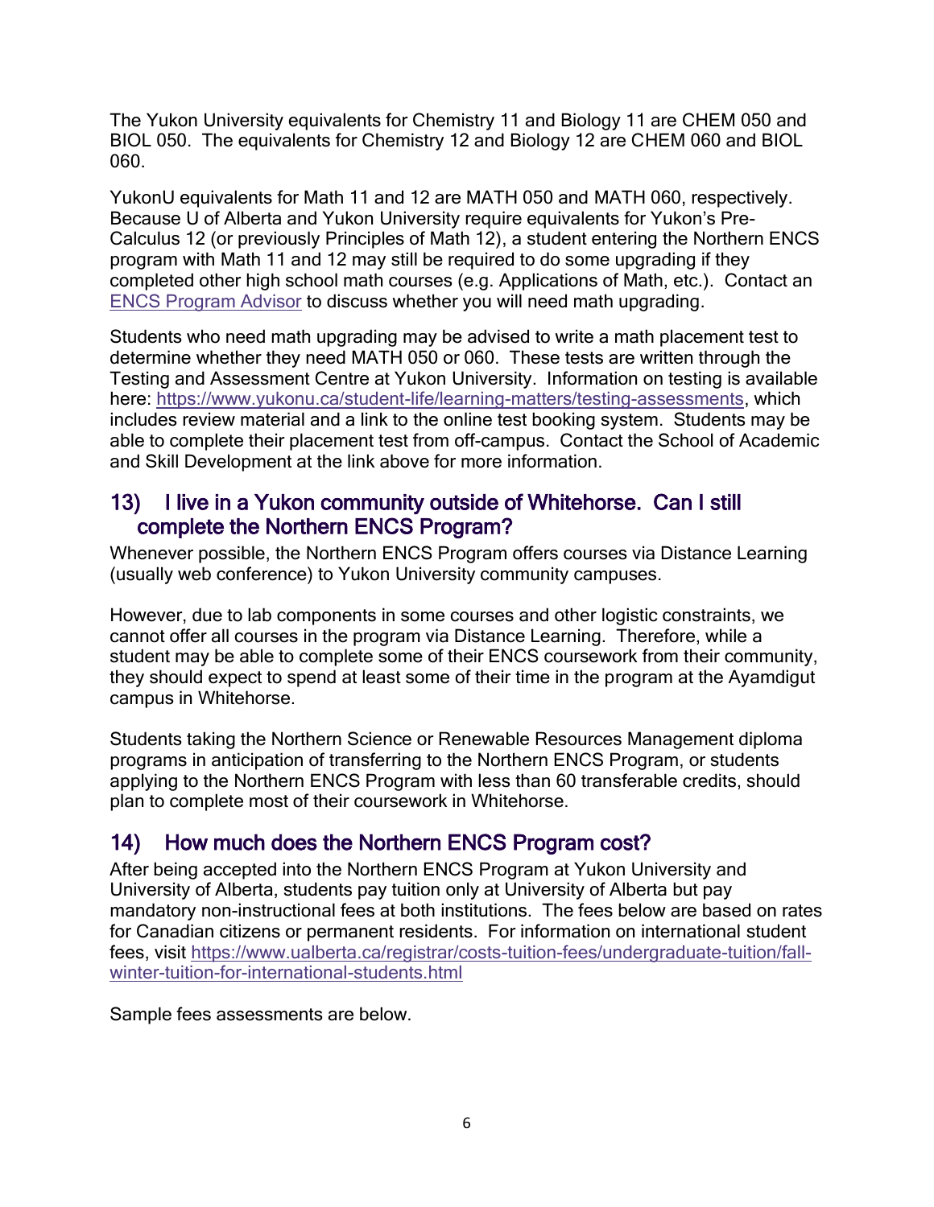The Yukon University equivalents for Chemistry 11 and Biology 11 are CHEM 050 and BIOL 050. The equivalents for Chemistry 12 and Biology 12 are CHEM 060 and BIOL 060.

YukonU equivalents for Math 11 and 12 are MATH 050 and MATH 060, respectively. Because U of Alberta and Yukon University require equivalents for Yukon's Pre-Calculus 12 (or previously Principles of Math 12), a student entering the Northern ENCS program with Math 11 and 12 may still be required to do some upgrading if they completed other high school math courses (e.g. Applications of Math, etc.). Contact an [ENCS Program Advisor](#) to discuss whether you will need math upgrading.

Students who need math upgrading may be advised to write a math placement test to determine whether they need MATH 050 or 060. These tests are written through the Testing and Assessment Centre at Yukon University. Information on testing is available here: https://www.yukonu.ca/student-life/learning-matters/testing-assessments, which includes review material and a link to the online test booking system. Students may be able to complete their placement test from off-campus. Contact the School of Academic and Skill Development at the link above for more information.

## 13) I live in a Yukon community outside of Whitehorse. Can I still complete the Northern ENCS Program?

Whenever possible, the Northern ENCS Program offers courses via Distance Learning (usually web conference) to Yukon University community campuses.

However, due to lab components in some courses and other logistic constraints, we cannot offer all courses in the program via Distance Learning. Therefore, while a student may be able to complete some of their ENCS coursework from their community, they should expect to spend at least some of their time in the program at the Ayamdigut campus in Whitehorse.

Students taking the Northern Science or Renewable Resources Management diploma programs in anticipation of transferring to the Northern ENCS Program, or students applying to the Northern ENCS Program with less than 60 transferable credits, should plan to complete most of their coursework in Whitehorse.

## 14) How much does the Northern ENCS Program cost?

After being accepted into the Northern ENCS Program at Yukon University and University of Alberta, students pay tuition only at University of Alberta but pay mandatory non-instructional fees at both institutions. The fees below are based on rates for Canadian citizens or permanent residents. For information on international student fees, visit https://www.ualberta.ca/registrar/costs-tuition-fees/undergraduate-tuition/fall-winter-tuition-for-international-students.html

Sample fees assessments are below.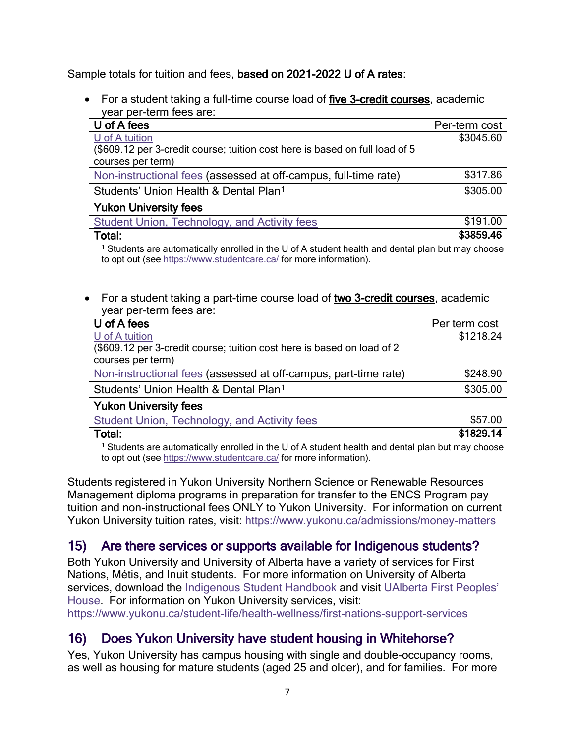Sample totals for tuition and fees, **based on 2021-2022 U of A rates**:

- For a student taking a full-time course load of **five 3-credit courses**, academic year per-term fees are:

| **U of A fees** | Per-term cost |
|---|---|
| U of A tuition<br>($609.12 per 3-credit course; tuition cost here is based on full load of 5 courses per term) | $3045.60 |
| Non-instructional fees (assessed at off-campus, full-time rate) | $317.86 |
| Students' Union Health & Dental Plan[1] | $305.00 |
| **Yukon University fees** | |
| Student Union, Technology, and Activity fees | $191.00 |
| **Total:** | **$3859.46** |

[1] Students are automatically enrolled in the U of A student health and dental plan but may choose to opt out (see https://www.studentcare.ca/ for more information).

- For a student taking a part-time course load of **two 3-credit courses**, academic year per-term fees are:

| **U of A fees** | Per term cost |
|---|---|
| U of A tuition<br>($609.12 per 3-credit course; tuition cost here is based on load of 2 courses per term) | $1218.24 |
| Non-instructional fees (assessed at off-campus, part-time rate) | $248.90 |
| Students' Union Health & Dental Plan[1] | $305.00 |
| **Yukon University fees** | |
| Student Union, Technology, and Activity fees | $57.00 |
| **Total:** | **$1829.14** |

[1] Students are automatically enrolled in the U of A student health and dental plan but may choose to opt out (see https://www.studentcare.ca/ for more information).

Students registered in Yukon University Northern Science or Renewable Resources Management diploma programs in preparation for transfer to the ENCS Program pay tuition and non-instructional fees ONLY to Yukon University. For information on current Yukon University tuition rates, visit: https://www.yukonu.ca/admissions/money-matters

## 15) Are there services or supports available for Indigenous students?

Both Yukon University and University of Alberta have a variety of services for First Nations, Métis, and Inuit students. For more information on University of Alberta services, download the Indigenous Student Handbook and visit UAlberta First Peoples' House. For information on Yukon University services, visit: https://www.yukonu.ca/student-life/health-wellness/first-nations-support-services

## 16) Does Yukon University have student housing in Whitehorse?

Yes, Yukon University has campus housing with single and double-occupancy rooms, as well as housing for mature students (aged 25 and older), and for families. For more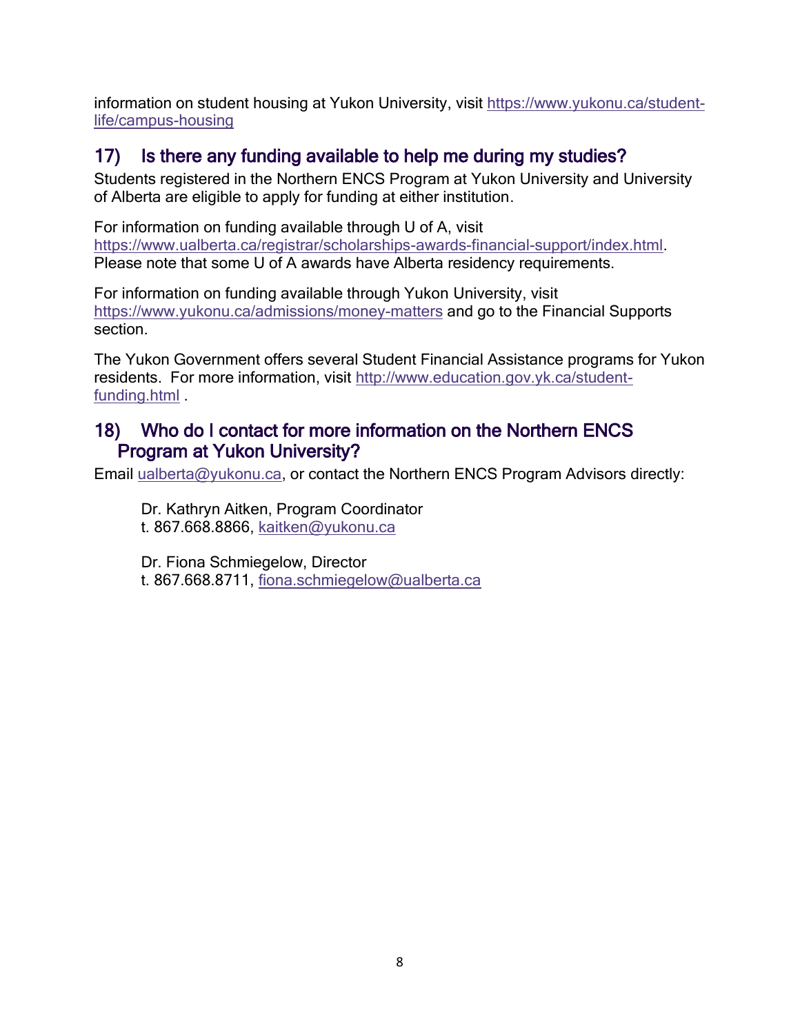information on student housing at Yukon University, visit https://www.yukonu.ca/student-life/campus-housing

## 17) Is there any funding available to help me during my studies?

Students registered in the Northern ENCS Program at Yukon University and University of Alberta are eligible to apply for funding at either institution.

For information on funding available through U of A, visit https://www.ualberta.ca/registrar/scholarships-awards-financial-support/index.html. Please note that some U of A awards have Alberta residency requirements.

For information on funding available through Yukon University, visit https://www.yukonu.ca/admissions/money-matters and go to the Financial Supports section.

The Yukon Government offers several Student Financial Assistance programs for Yukon residents. For more information, visit http://www.education.gov.yk.ca/student-funding.html .

## 18) Who do I contact for more information on the Northern ENCS Program at Yukon University?

Email ualberta@yukonu.ca, or contact the Northern ENCS Program Advisors directly:

Dr. Kathryn Aitken, Program Coordinator
t. 867.668.8866, kaitken@yukonu.ca

Dr. Fiona Schmiegelow, Director
t. 867.668.8711, fiona.schmiegelow@ualberta.ca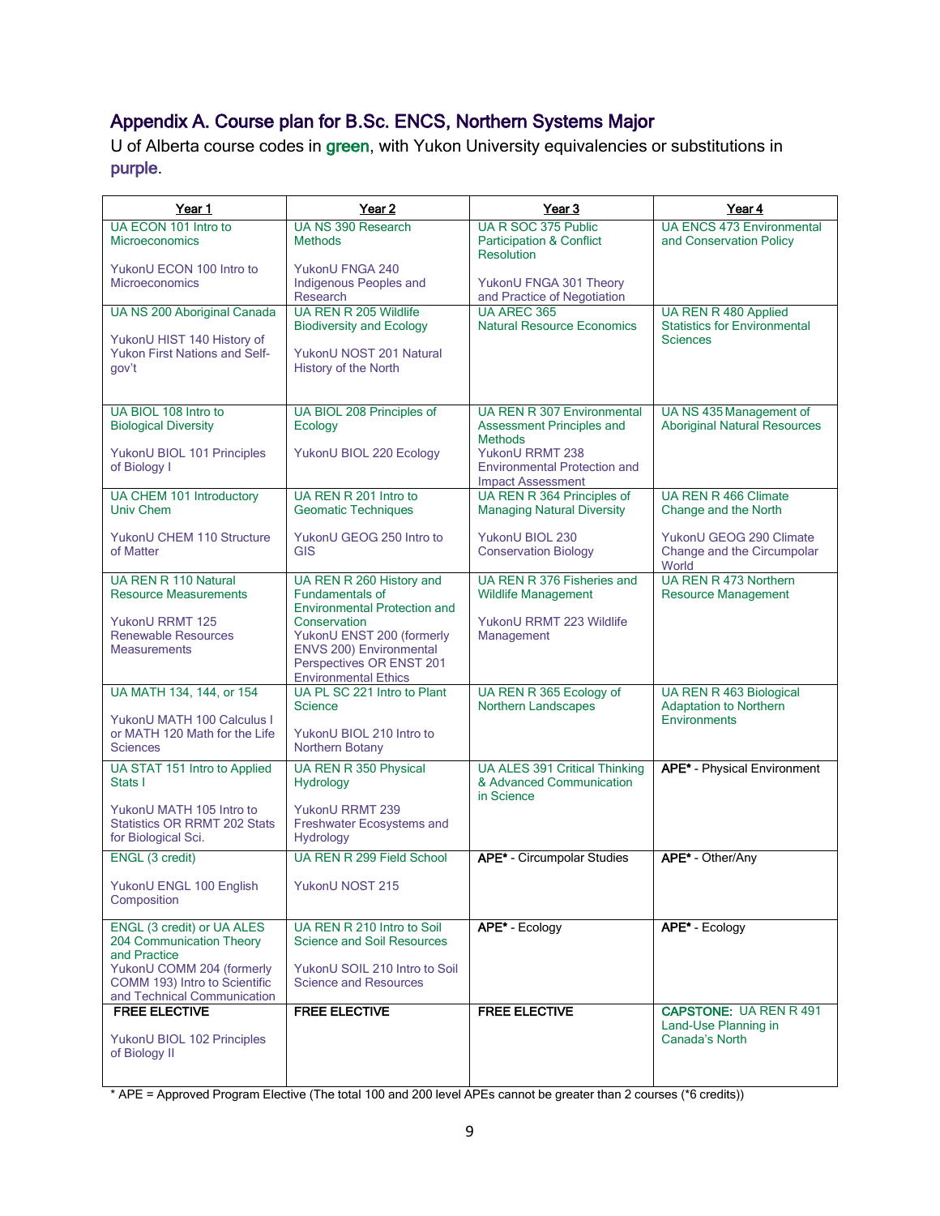## Appendix A. Course plan for B.Sc. ENCS, Northern Systems Major

U of Alberta course codes in **green**, with Yukon University equivalencies or substitutions in **purple**.

| Year 1 | Year 2 | Year 3 | Year 4 |
|---|---|---|---|
| UA ECON 101 Intro to Microeconomics<br><br>YukonU ECON 100 Intro to Microeconomics | UA NS 390 Research Methods<br><br>YukonU FNGA 240 Indigenous Peoples and Research | UA R SOC 375 Public Participation & Conflict Resolution<br><br>YukonU FNGA 301 Theory and Practice of Negotiation | UA ENCS 473 Environmental and Conservation Policy |
| UA NS 200 Aboriginal Canada<br><br>YukonU HIST 140 History of Yukon First Nations and Self-gov't | UA REN R 205 Wildlife Biodiversity and Ecology<br><br>YukonU NOST 201 Natural History of the North | UA AREC 365 Natural Resource Economics | UA REN R 480 Applied Statistics for Environmental Sciences |
| UA BIOL 108 Intro to Biological Diversity<br><br>YukonU BIOL 101 Principles of Biology I | UA BIOL 208 Principles of Ecology<br><br>YukonU BIOL 220 Ecology | UA REN R 307 Environmental Assessment Principles and Methods<br>YukonU RRMT 238 Environmental Protection and Impact Assessment | UA NS 435 Management of Aboriginal Natural Resources |
| UA CHEM 101 Introductory Univ Chem<br><br>YukonU CHEM 110 Structure of Matter | UA REN R 201 Intro to Geomatic Techniques<br><br>YukonU GEOG 250 Intro to GIS | UA REN R 364 Principles of Managing Natural Diversity<br><br>YukonU BIOL 230 Conservation Biology | UA REN R 466 Climate Change and the North<br><br>YukonU GEOG 290 Climate Change and the Circumpolar World |
| UA REN R 110 Natural Resource Measurements<br><br>YukonU RRMT 125 Renewable Resources Measurements | UA REN R 260 History and Fundamentals of Environmental Protection and Conservation<br>YukonU ENST 200 (formerly ENVS 200) Environmental Perspectives OR ENST 201 Environmental Ethics | UA REN R 376 Fisheries and Wildlife Management<br><br>YukonU RRMT 223 Wildlife Management | UA REN R 473 Northern Resource Management |
| UA MATH 134, 144, or 154<br><br>YukonU MATH 100 Calculus I or MATH 120 Math for the Life Sciences | UA PL SC 221 Intro to Plant Science<br><br>YukonU BIOL 210 Intro to Northern Botany | UA REN R 365 Ecology of Northern Landscapes | UA REN R 463 Biological Adaptation to Northern Environments |
| UA STAT 151 Intro to Applied Stats I<br><br>YukonU MATH 105 Intro to Statistics OR RRMT 202 Stats for Biological Sci. | UA REN R 350 Physical Hydrology<br><br>YukonU RRMT 239 Freshwater Ecosystems and Hydrology | UA ALES 391 Critical Thinking & Advanced Communication in Science | **APE*** - Physical Environment |
| ENGL (3 credit)<br><br>YukonU ENGL 100 English Composition | UA REN R 299 Field School<br><br>YukonU NOST 215 | **APE*** - Circumpolar Studies | **APE*** - Other/Any |
| ENGL (3 credit) or UA ALES 204 Communication Theory and Practice<br>YukonU COMM 204 (formerly COMM 193) Intro to Scientific and Technical Communication | UA REN R 210 Intro to Soil Science and Soil Resources<br><br>YukonU SOIL 210 Intro to Soil Science and Resources | **APE*** - Ecology | **APE*** - Ecology |
| **FREE ELECTIVE**<br><br>YukonU BIOL 102 Principles of Biology II | **FREE ELECTIVE** | **FREE ELECTIVE** | **CAPSTONE:** UA REN R 491 Land-Use Planning in Canada's North |

* APE = Approved Program Elective (The total 100 and 200 level APEs cannot be greater than 2 courses (*6 credits))